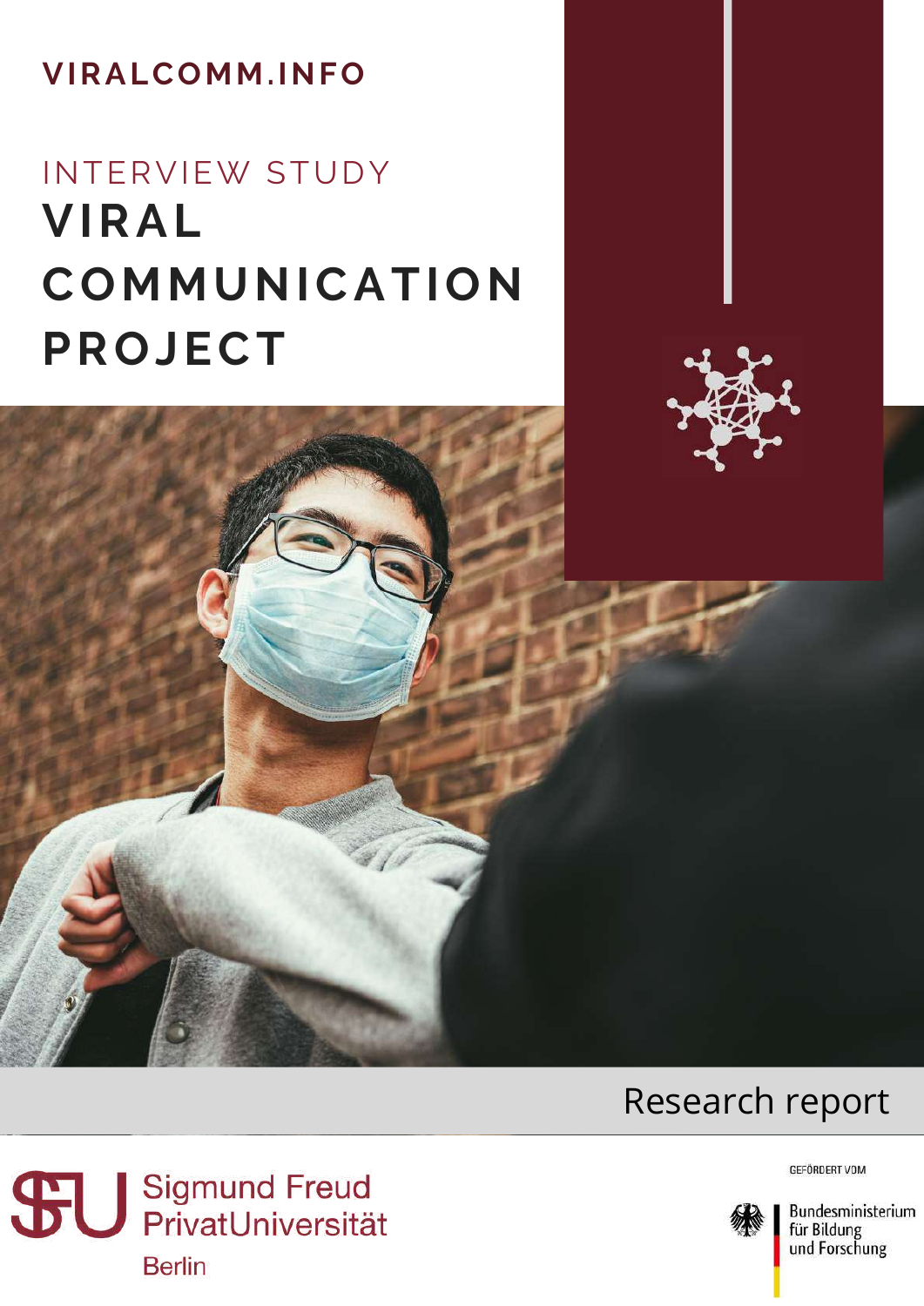VIRALCOMM.INFO

INTERVIEW STUDY

# VIRAL COMMUNICATION PROJECT

Research report

Sigmund Freud PrivatUniversität

Berlin

GEFÖRDERT VOM

Bundesministerium für Bildung und Forschung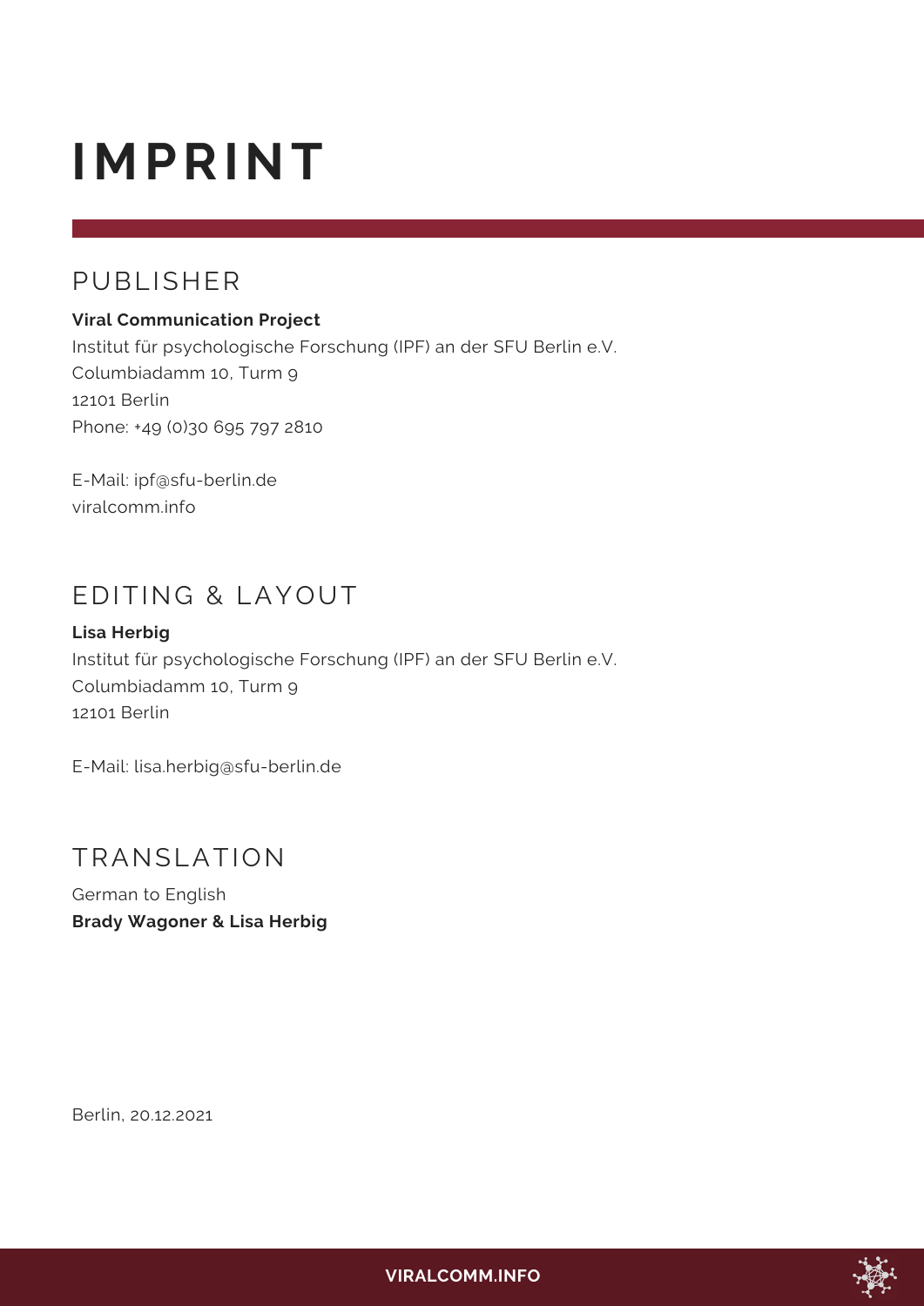# IMPRINT

## PUBLISHER

**Viral Communication Project**
Institut für psychologische Forschung (IPF) an der SFU Berlin e.V.
Columbiadamm 10, Turm 9
12101 Berlin
Phone: +49 (0)30 695 797 2810

E-Mail: ipf@sfu-berlin.de
viralcomm.info

## EDITING & LAYOUT

**Lisa Herbig**
Institut für psychologische Forschung (IPF) an der SFU Berlin e.V.
Columbiadamm 10, Turm 9
12101 Berlin

E-Mail: lisa.herbig@sfu-berlin.de

## TRANSLATION

German to English
**Brady Wagoner & Lisa Herbig**

Berlin, 20.12.2021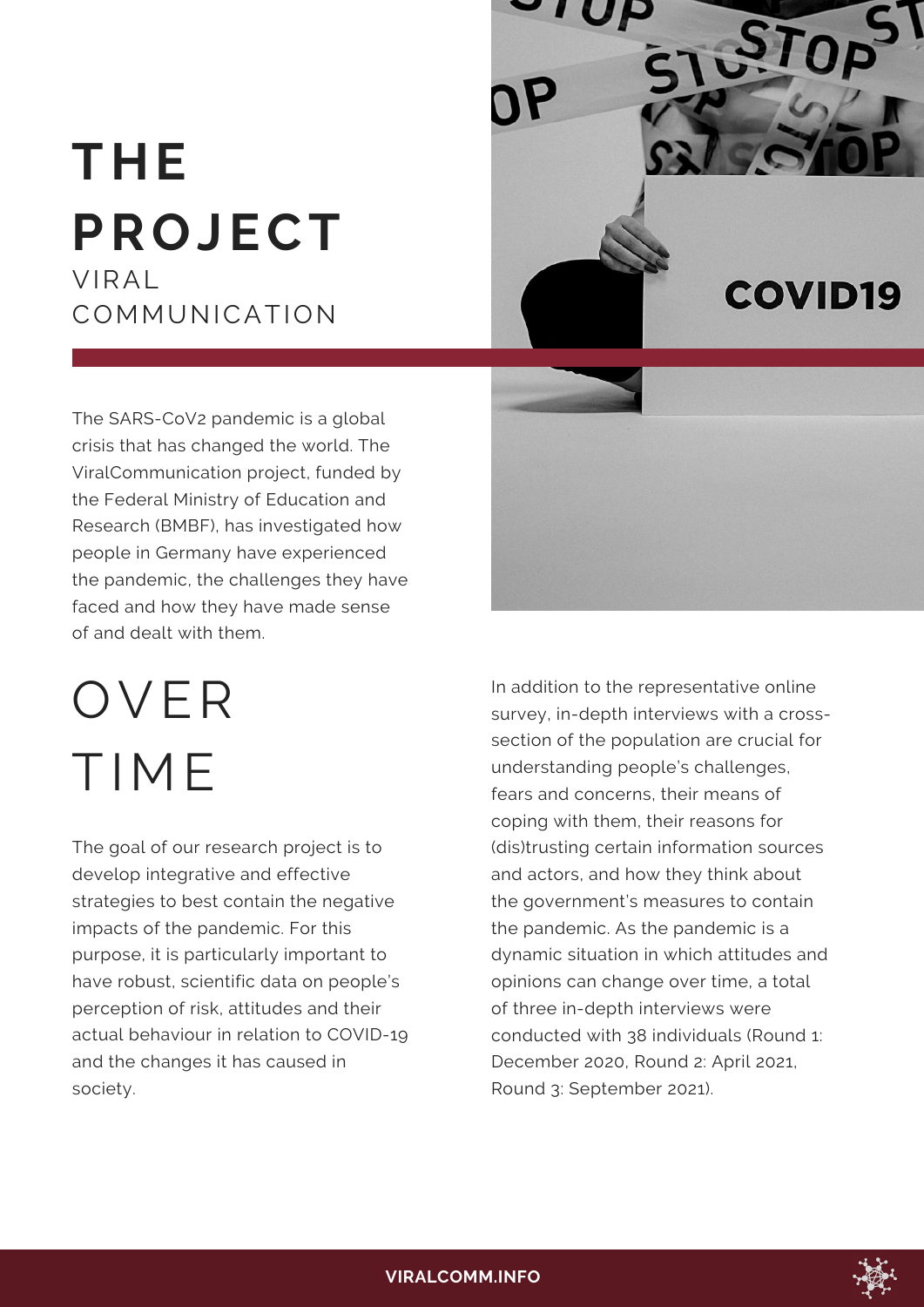# THE PROJECT

VIRAL COMMUNICATION

The SARS-CoV2 pandemic is a global crisis that has changed the world. The ViralCommunication project, funded by the Federal Ministry of Education and Research (BMBF), has investigated how people in Germany have experienced the pandemic, the challenges they have faced and how they have made sense of and dealt with them.

# OVER TIME

The goal of our research project is to develop integrative and effective strategies to best contain the negative impacts of the pandemic. For this purpose, it is particularly important to have robust, scientific data on people's perception of risk, attitudes and their actual behaviour in relation to COVID-19 and the changes it has caused in society.

In addition to the representative online survey, in-depth interviews with a cross-section of the population are crucial for understanding people's challenges, fears and concerns, their means of coping with them, their reasons for (dis)trusting certain information sources and actors, and how they think about the government's measures to contain the pandemic. As the pandemic is a dynamic situation in which attitudes and opinions can change over time, a total of three in-depth interviews were conducted with 38 individuals (Round 1: December 2020, Round 2: April 2021, Round 3: September 2021).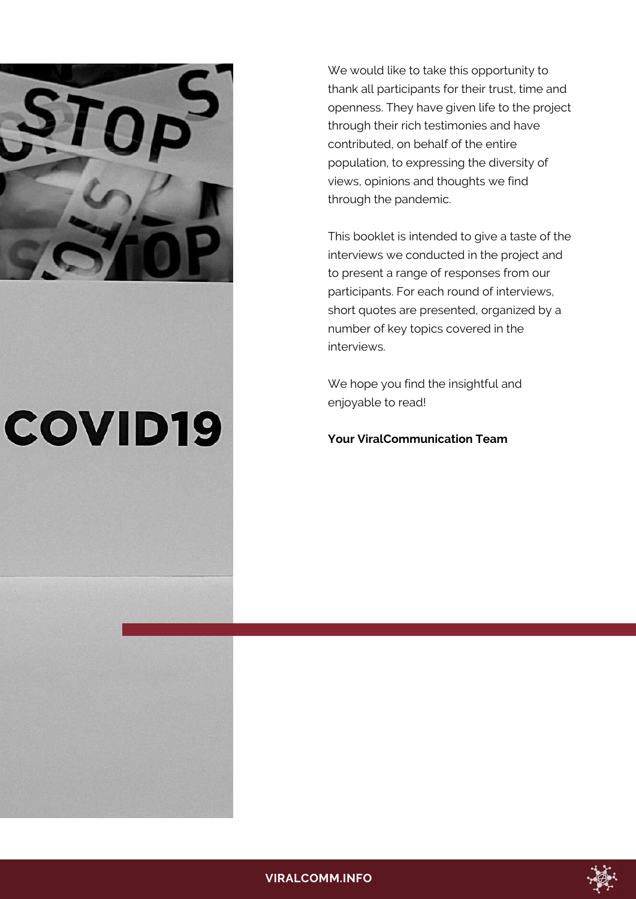We would like to take this opportunity to thank all participants for their trust, time and openness. They have given life to the project through their rich testimonies and have contributed, on behalf of the entire population, to expressing the diversity of views, opinions and thoughts we find through the pandemic.

This booklet is intended to give a taste of the interviews we conducted in the project and to present a range of responses from our participants. For each round of interviews, short quotes are presented, organized by a number of key topics covered in the interviews.

We hope you find the insightful and enjoyable to read!

**Your ViralCommunication Team**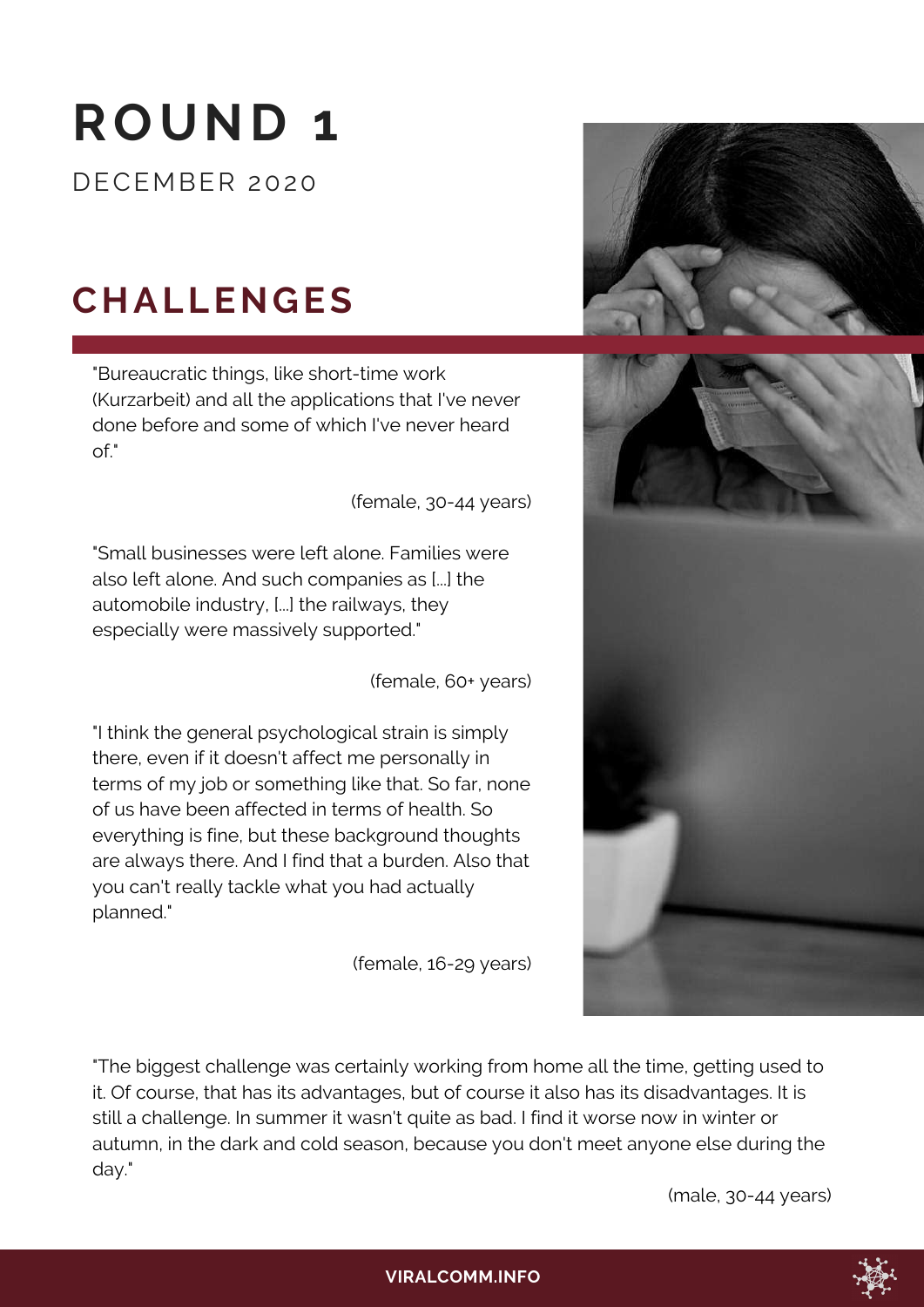# ROUND 1

DECEMBER 2020

## CHALLENGES

"Bureaucratic things, like short-time work (Kurzarbeit) and all the applications that I've never done before and some of which I've never heard of."

(female, 30-44 years)

"Small businesses were left alone. Families were also left alone. And such companies as [...] the automobile industry, [...] the railways, they especially were massively supported."

(female, 60+ years)

"I think the general psychological strain is simply there, even if it doesn't affect me personally in terms of my job or something like that. So far, none of us have been affected in terms of health. So everything is fine, but these background thoughts are always there. And I find that a burden. Also that you can't really tackle what you had actually planned."

(female, 16-29 years)

"The biggest challenge was certainly working from home all the time, getting used to it. Of course, that has its advantages, but of course it also has its disadvantages. It is still a challenge. In summer it wasn't quite as bad. I find it worse now in winter or autumn, in the dark and cold season, because you don't meet anyone else during the day."

(male, 30-44 years)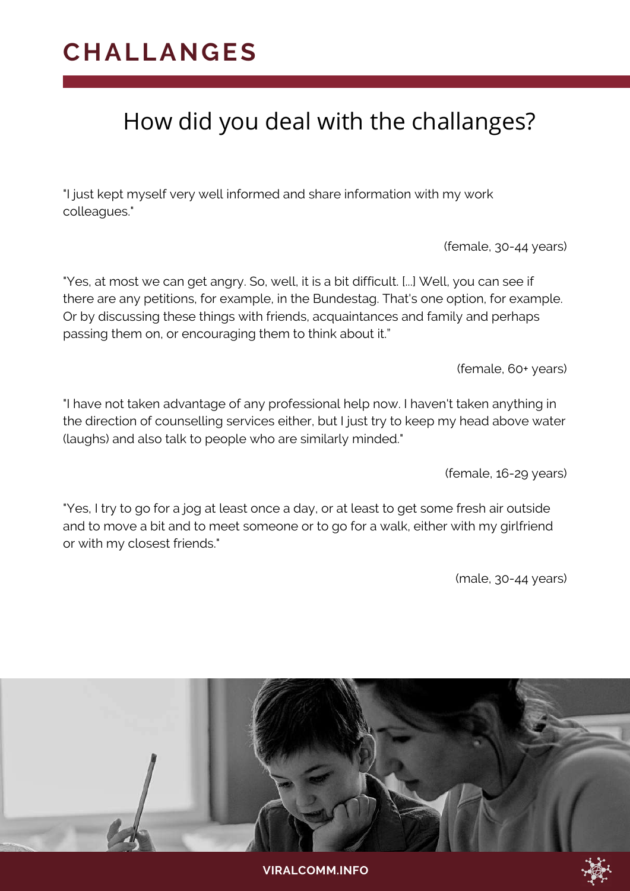# CHALLANGES

## How did you deal with the challanges?

"I just kept myself very well informed and share information with my work colleagues."

(female, 30-44 years)

"Yes, at most we can get angry. So, well, it is a bit difficult. [...] Well, you can see if there are any petitions, for example, in the Bundestag. That's one option, for example. Or by discussing these things with friends, acquaintances and family and perhaps passing them on, or encouraging them to think about it."

(female, 60+ years)

"I have not taken advantage of any professional help now. I haven't taken anything in the direction of counselling services either, but I just try to keep my head above water (laughs) and also talk to people who are similarly minded."

(female, 16-29 years)

"Yes, I try to go for a jog at least once a day, or at least to get some fresh air outside and to move a bit and to meet someone or to go for a walk, either with my girlfriend or with my closest friends."

(male, 30-44 years)

VIRALCOMM.INFO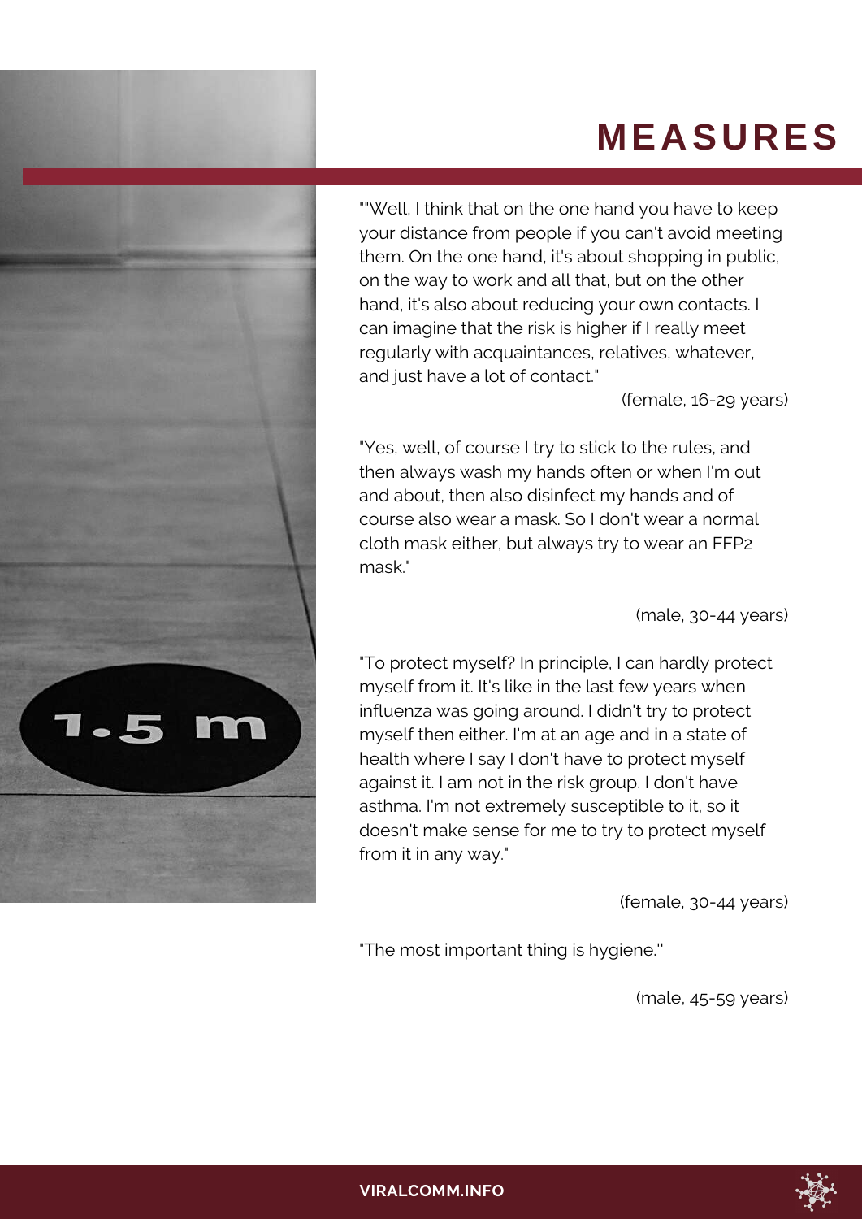# MEASURES

""Well, I think that on the one hand you have to keep your distance from people if you can't avoid meeting them. On the one hand, it's about shopping in public, on the way to work and all that, but on the other hand, it's also about reducing your own contacts. I can imagine that the risk is higher if I really meet regularly with acquaintances, relatives, whatever, and just have a lot of contact."

(female, 16-29 years)

"Yes, well, of course I try to stick to the rules, and then always wash my hands often or when I'm out and about, then also disinfect my hands and of course also wear a mask. So I don't wear a normal cloth mask either, but always try to wear an FFP2 mask."

(male, 30-44 years)

"To protect myself? In principle, I can hardly protect myself from it. It's like in the last few years when influenza was going around. I didn't try to protect myself then either. I'm at an age and in a state of health where I say I don't have to protect myself against it. I am not in the risk group. I don't have asthma. I'm not extremely susceptible to it, so it doesn't make sense for me to try to protect myself from it in any way."

(female, 30-44 years)

"The most important thing is hygiene.''

(male, 45-59 years)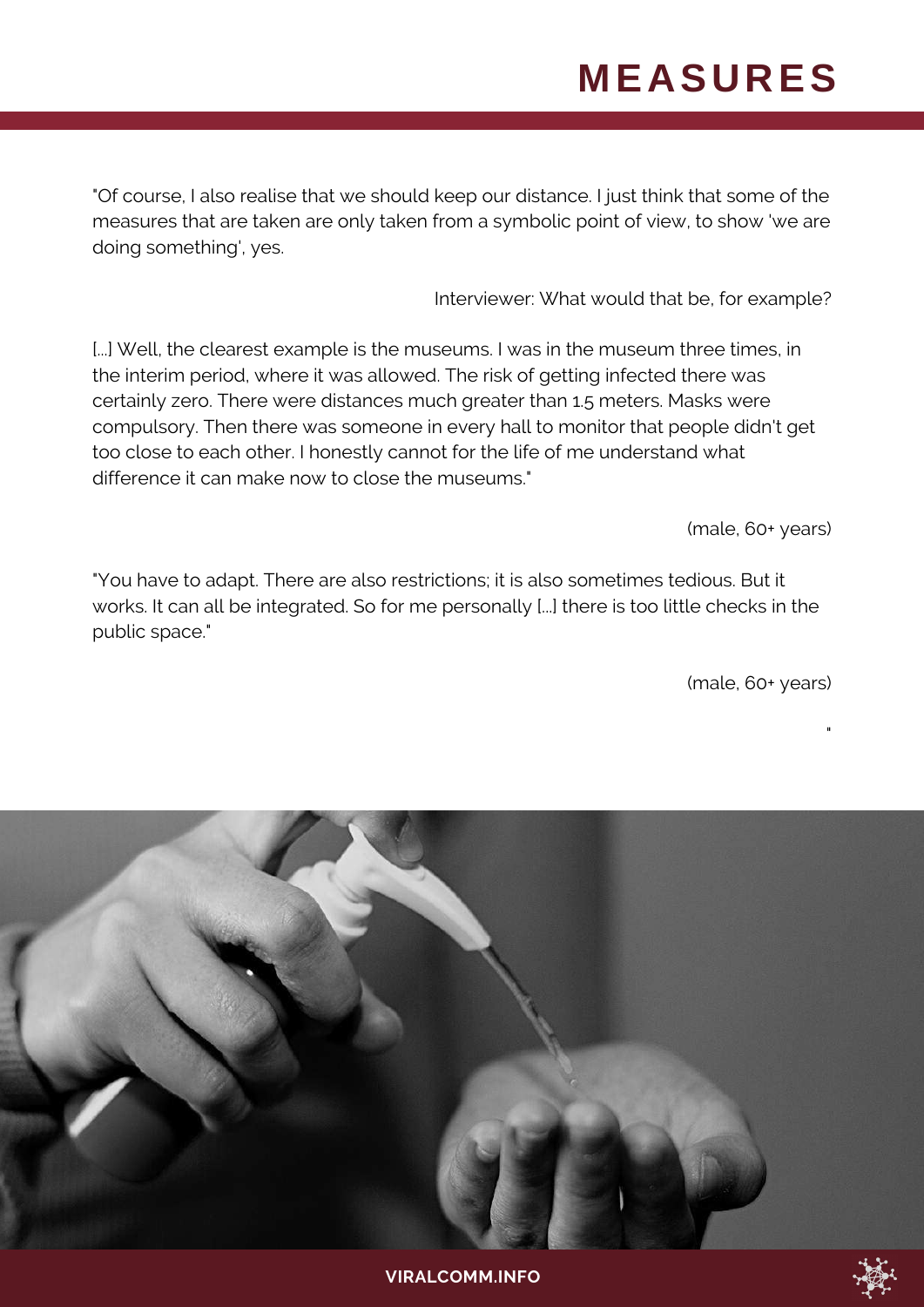# MEASURES

"Of course, I also realise that we should keep our distance. I just think that some of the measures that are taken are only taken from a symbolic point of view, to show 'we are doing something', yes.

Interviewer: What would that be, for example?

[...] Well, the clearest example is the museums. I was in the museum three times, in the interim period, where it was allowed. The risk of getting infected there was certainly zero. There were distances much greater than 1.5 meters. Masks were compulsory. Then there was someone in every hall to monitor that people didn't get too close to each other. I honestly cannot for the life of me understand what difference it can make now to close the museums."

(male, 60+ years)

"You have to adapt. There are also restrictions; it is also sometimes tedious. But it works. It can all be integrated. So for me personally [...] there is too little checks in the public space."

(male, 60+ years)

"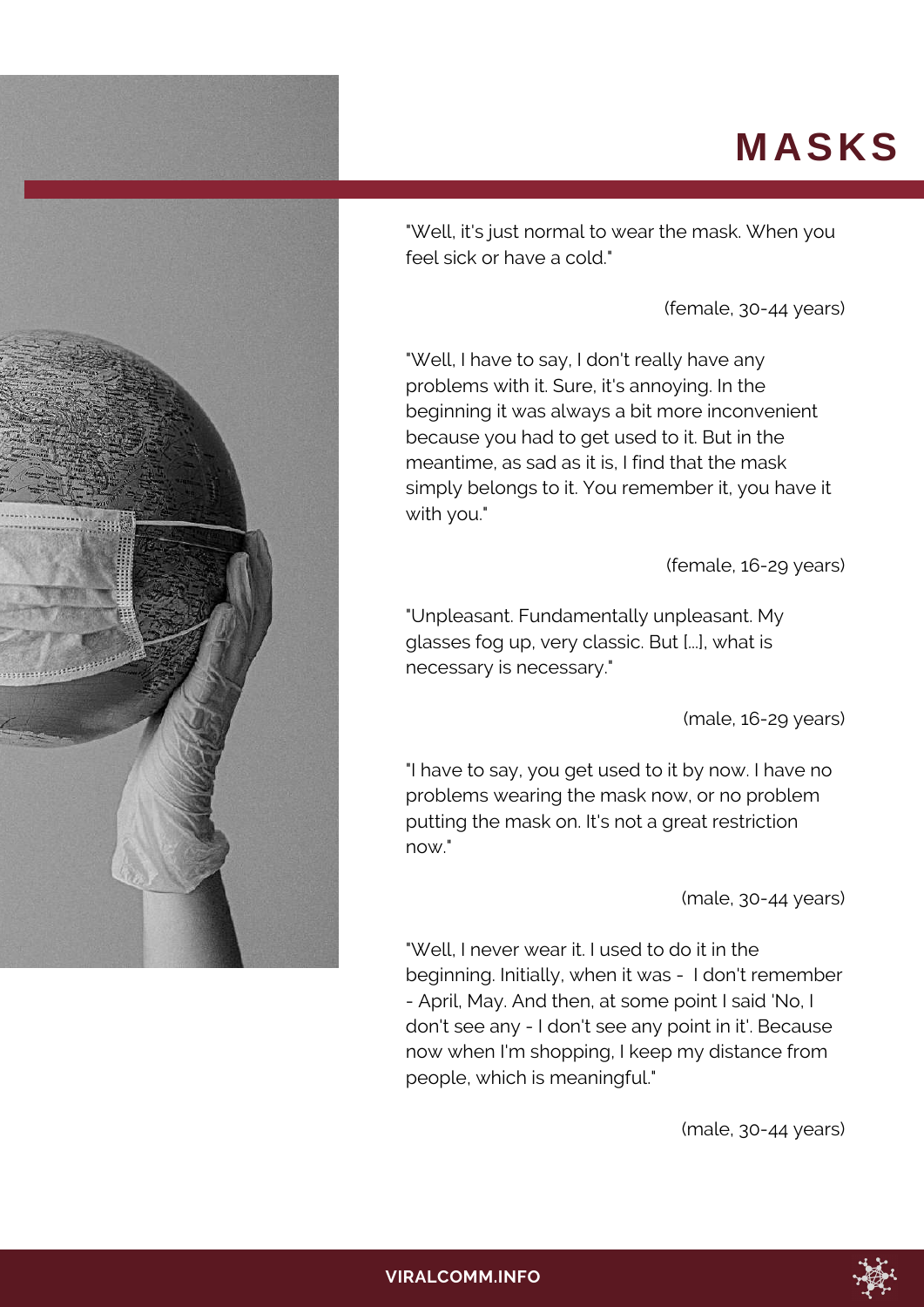# MASKS

"Well, it's just normal to wear the mask. When you feel sick or have a cold."

(female, 30-44 years)

"Well, I have to say, I don't really have any problems with it. Sure, it's annoying. In the beginning it was always a bit more inconvenient because you had to get used to it. But in the meantime, as sad as it is, I find that the mask simply belongs to it. You remember it, you have it with you."

(female, 16-29 years)

"Unpleasant. Fundamentally unpleasant. My glasses fog up, very classic. But [...], what is necessary is necessary."

(male, 16-29 years)

"I have to say, you get used to it by now. I have no problems wearing the mask now, or no problem putting the mask on. It's not a great restriction now."

(male, 30-44 years)

"Well, I never wear it. I used to do it in the beginning. Initially, when it was - I don't remember - April, May. And then, at some point I said 'No, I don't see any - I don't see any point in it'. Because now when I'm shopping, I keep my distance from people, which is meaningful."

(male, 30-44 years)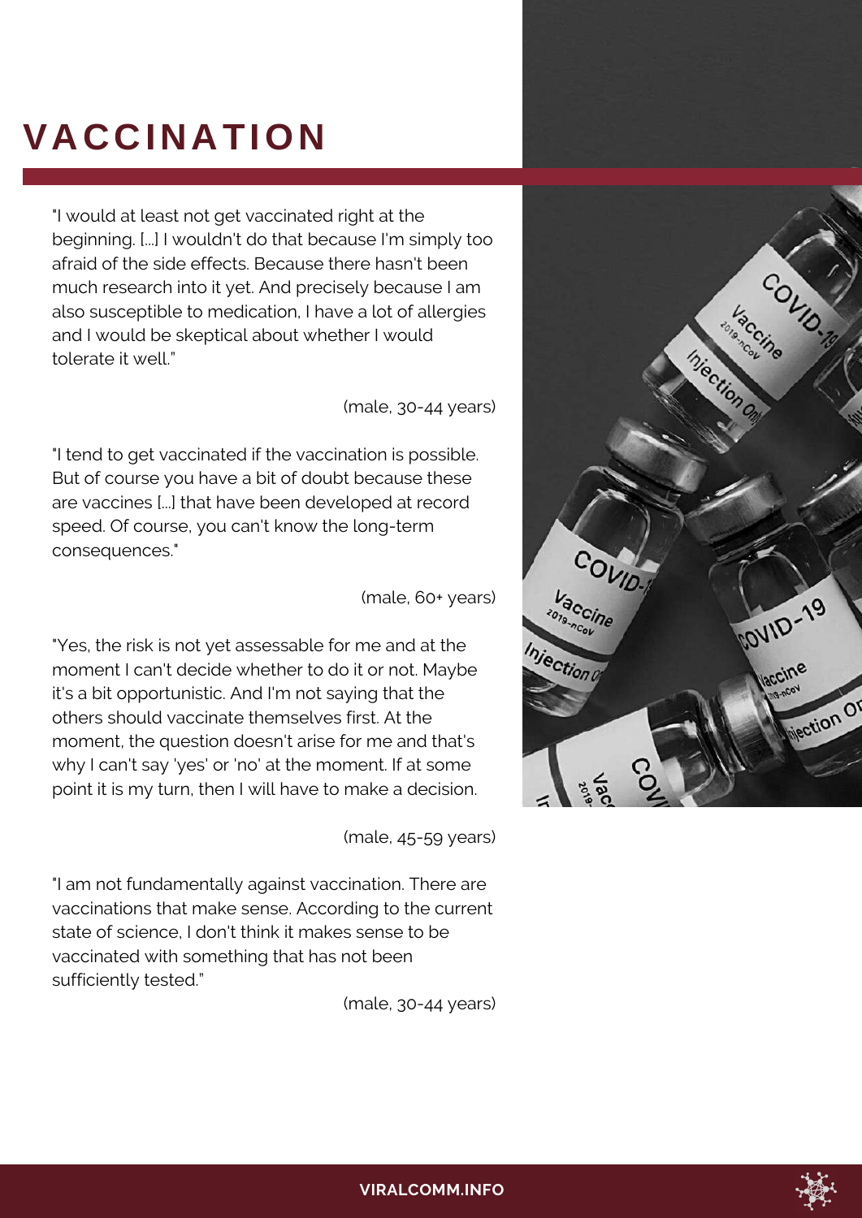# VACCINATION

"I would at least not get vaccinated right at the beginning. [...] I wouldn't do that because I'm simply too afraid of the side effects. Because there hasn't been much research into it yet. And precisely because I am also susceptible to medication, I have a lot of allergies and I would be skeptical about whether I would tolerate it well."

(male, 30-44 years)

"I tend to get vaccinated if the vaccination is possible. But of course you have a bit of doubt because these are vaccines [...] that have been developed at record speed. Of course, you can't know the long-term consequences."

(male, 60+ years)

"Yes, the risk is not yet assessable for me and at the moment I can't decide whether to do it or not. Maybe it's a bit opportunistic. And I'm not saying that the others should vaccinate themselves first. At the moment, the question doesn't arise for me and that's why I can't say 'yes' or 'no' at the moment. If at some point it is my turn, then I will have to make a decision.

(male, 45-59 years)

"I am not fundamentally against vaccination. There are vaccinations that make sense. According to the current state of science, I don't think it makes sense to be vaccinated with something that has not been sufficiently tested."

(male, 30-44 years)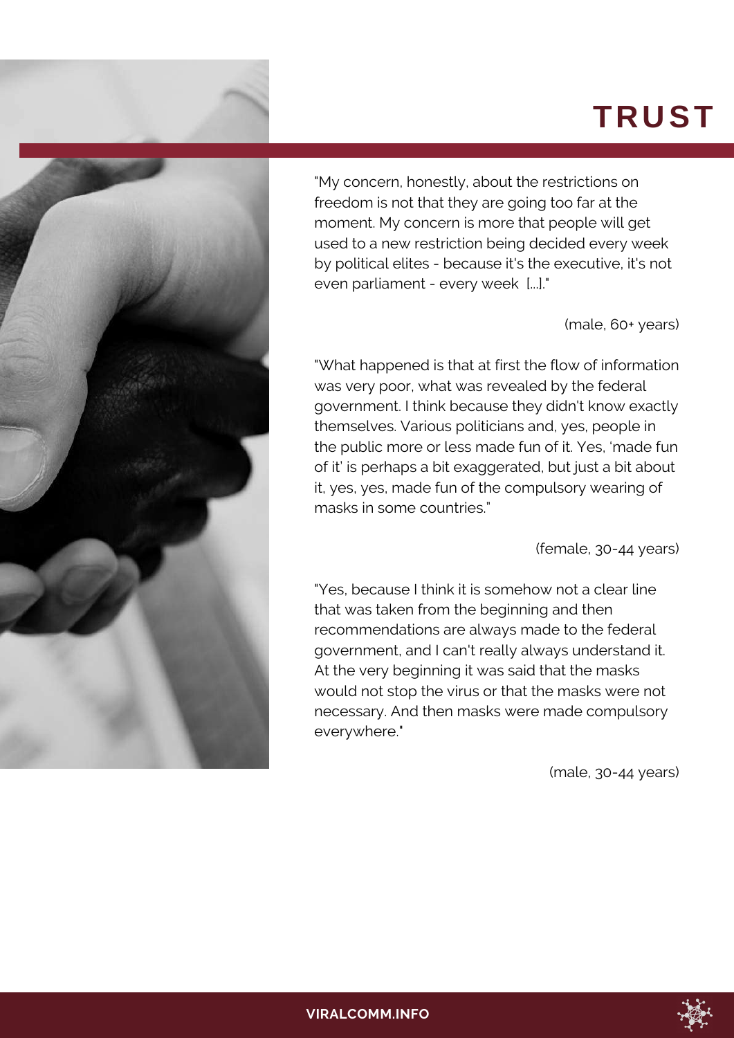# TRUST

"My concern, honestly, about the restrictions on freedom is not that they are going too far at the moment. My concern is more that people will get used to a new restriction being decided every week by political elites - because it's the executive, it's not even parliament - every week [...]."

(male, 60+ years)

"What happened is that at first the flow of information was very poor, what was revealed by the federal government. I think because they didn't know exactly themselves. Various politicians and, yes, people in the public more or less made fun of it. Yes, 'made fun of it' is perhaps a bit exaggerated, but just a bit about it, yes, yes, made fun of the compulsory wearing of masks in some countries."

(female, 30-44 years)

"Yes, because I think it is somehow not a clear line that was taken from the beginning and then recommendations are always made to the federal government, and I can't really always understand it. At the very beginning it was said that the masks would not stop the virus or that the masks were not necessary. And then masks were made compulsory everywhere."

(male, 30-44 years)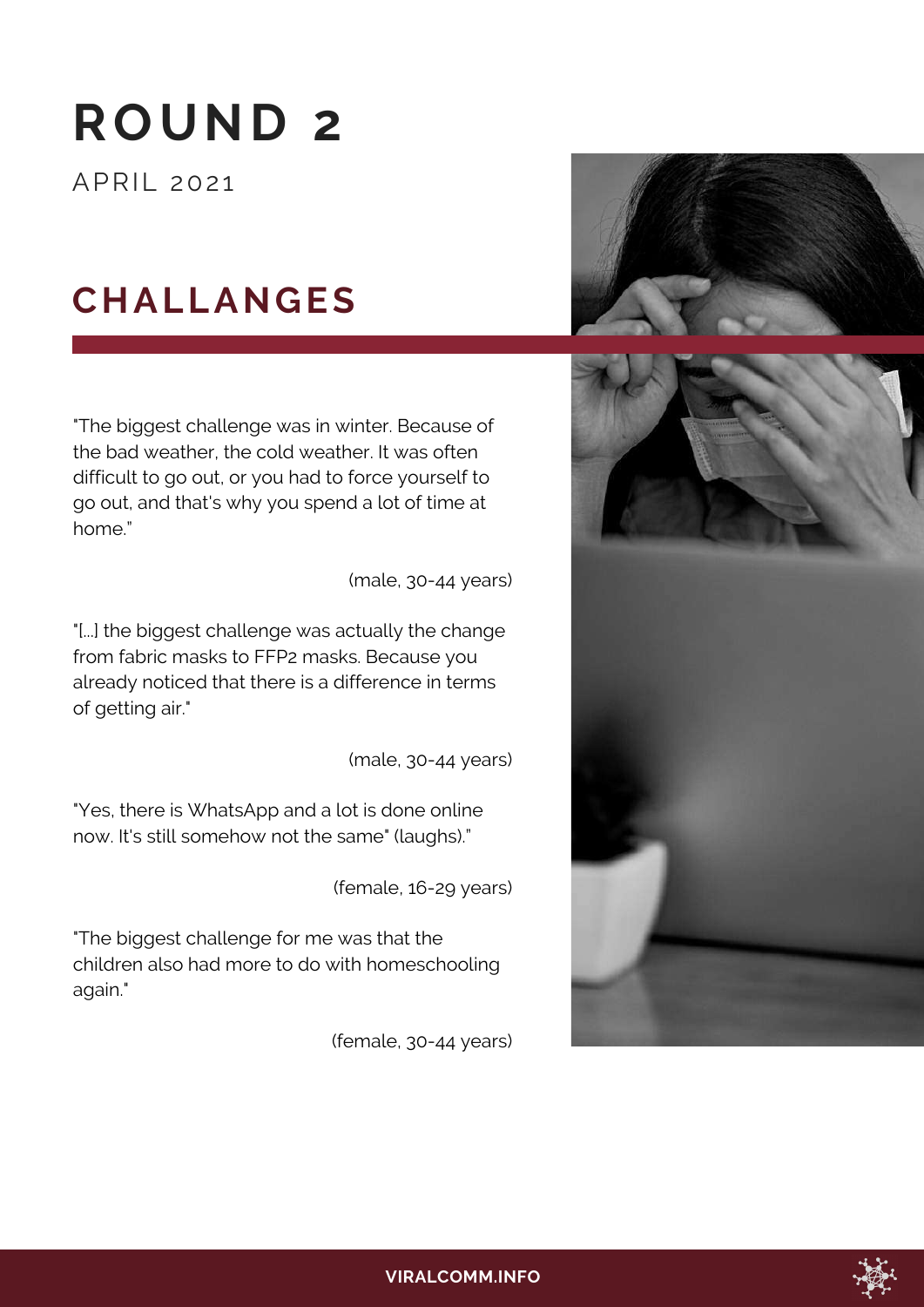# ROUND 2

APRIL 2021

## CHALLANGES

"The biggest challenge was in winter. Because of the bad weather, the cold weather. It was often difficult to go out, or you had to force yourself to go out, and that's why you spend a lot of time at home."

(male, 30-44 years)

"[...] the biggest challenge was actually the change from fabric masks to FFP2 masks. Because you already noticed that there is a difference in terms of getting air."

(male, 30-44 years)

"Yes, there is WhatsApp and a lot is done online now. It's still somehow not the same" (laughs)."

(female, 16-29 years)

"The biggest challenge for me was that the children also had more to do with homeschooling again."

(female, 30-44 years)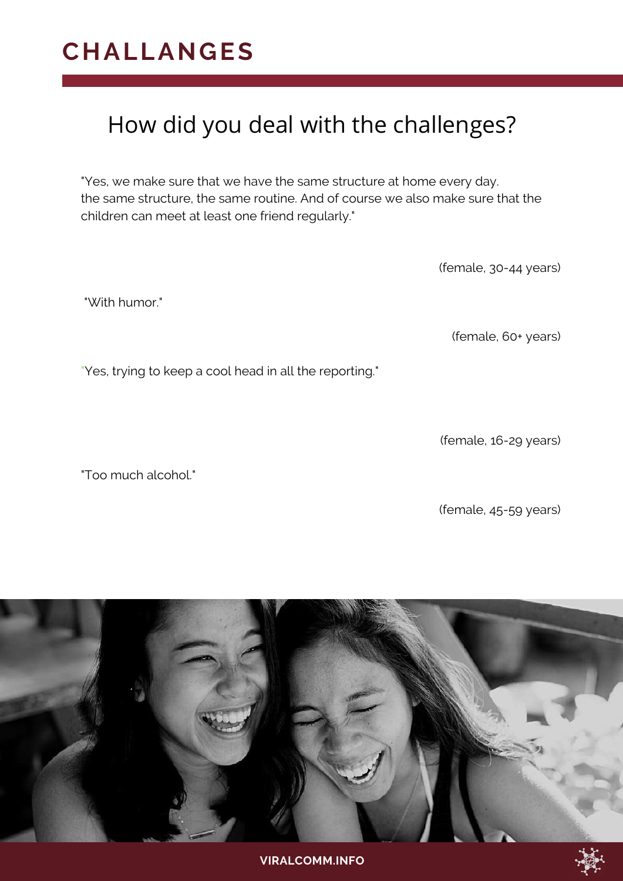# CHALLANGES

## How did you deal with the challenges?

"Yes, we make sure that we have the same structure at home every day. the same structure, the same routine. And of course we also make sure that the children can meet at least one friend regularly."

(female, 30-44 years)

"With humor."

(female, 60+ years)

"Yes, trying to keep a cool head in all the reporting."

(female, 16-29 years)

"Too much alcohol."

(female, 45-59 years)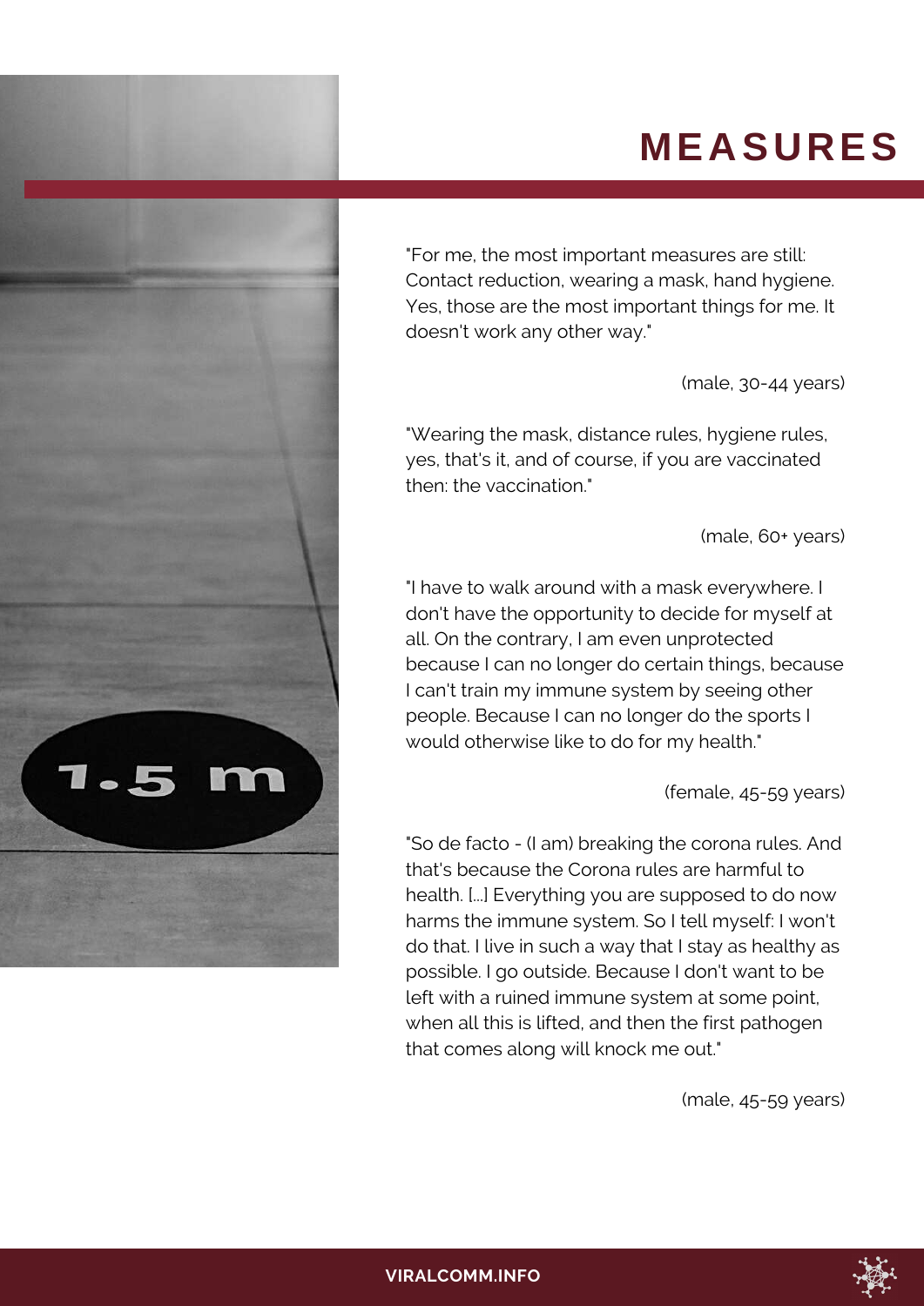# MEASURES

"For me, the most important measures are still: Contact reduction, wearing a mask, hand hygiene. Yes, those are the most important things for me. It doesn't work any other way."

(male, 30-44 years)

"Wearing the mask, distance rules, hygiene rules, yes, that's it, and of course, if you are vaccinated then: the vaccination."

(male, 60+ years)

"I have to walk around with a mask everywhere. I don't have the opportunity to decide for myself at all. On the contrary, I am even unprotected because I can no longer do certain things, because I can't train my immune system by seeing other people. Because I can no longer do the sports I would otherwise like to do for my health."

(female, 45-59 years)

"So de facto - (I am) breaking the corona rules. And that's because the Corona rules are harmful to health. [...] Everything you are supposed to do now harms the immune system. So I tell myself: I won't do that. I live in such a way that I stay as healthy as possible. I go outside. Because I don't want to be left with a ruined immune system at some point, when all this is lifted, and then the first pathogen that comes along will knock me out."

(male, 45-59 years)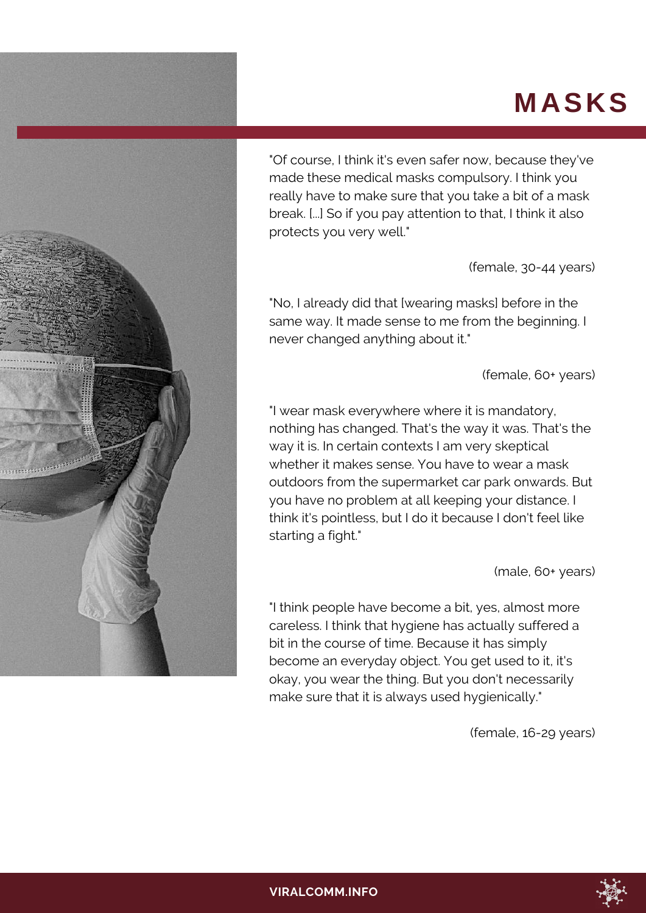# MASKS

"Of course, I think it's even safer now, because they've made these medical masks compulsory. I think you really have to make sure that you take a bit of a mask break. [...] So if you pay attention to that, I think it also protects you very well."

(female, 30-44 years)

"No, I already did that [wearing masks] before in the same way. It made sense to me from the beginning. I never changed anything about it."

(female, 60+ years)

"I wear mask everywhere where it is mandatory, nothing has changed. That's the way it was. That's the way it is. In certain contexts I am very skeptical whether it makes sense. You have to wear a mask outdoors from the supermarket car park onwards. But you have no problem at all keeping your distance. I think it's pointless, but I do it because I don't feel like starting a fight."

(male, 60+ years)

"I think people have become a bit, yes, almost more careless. I think that hygiene has actually suffered a bit in the course of time. Because it has simply become an everyday object. You get used to it, it's okay, you wear the thing. But you don't necessarily make sure that it is always used hygienically."

(female, 16-29 years)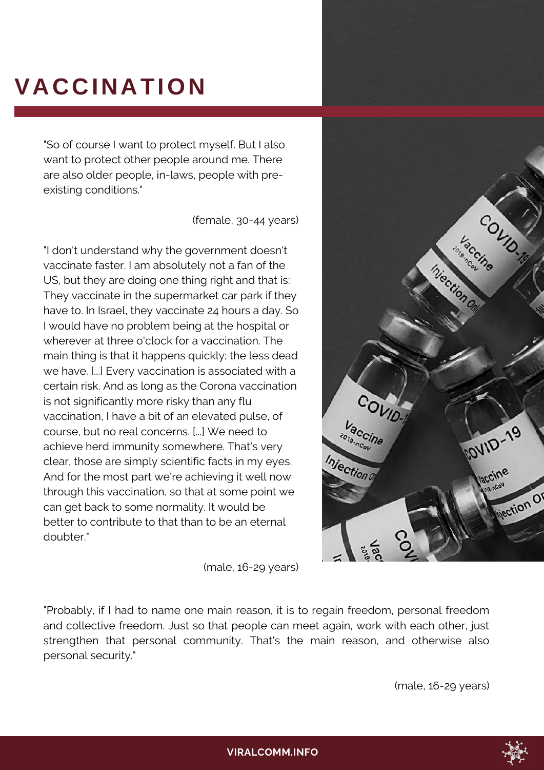# VACCINATION

"So of course I want to protect myself. But I also want to protect other people around me. There are also older people, in-laws, people with pre-existing conditions."

(female, 30-44 years)

"I don't understand why the government doesn't vaccinate faster. I am absolutely not a fan of the US, but they are doing one thing right and that is: They vaccinate in the supermarket car park if they have to. In Israel, they vaccinate 24 hours a day. So I would have no problem being at the hospital or wherever at three o'clock for a vaccination. The main thing is that it happens quickly; the less dead we have. [...] Every vaccination is associated with a certain risk. And as long as the Corona vaccination is not significantly more risky than any flu vaccination, I have a bit of an elevated pulse, of course, but no real concerns. [...] We need to achieve herd immunity somewhere. That's very clear, those are simply scientific facts in my eyes. And for the most part we're achieving it well now through this vaccination, so that at some point we can get back to some normality. It would be better to contribute to that than to be an eternal doubter."

(male, 16-29 years)

"Probably, if I had to name one main reason, it is to regain freedom, personal freedom and collective freedom. Just so that people can meet again, work with each other, just strengthen that personal community. That's the main reason, and otherwise also personal security."

(male, 16-29 years)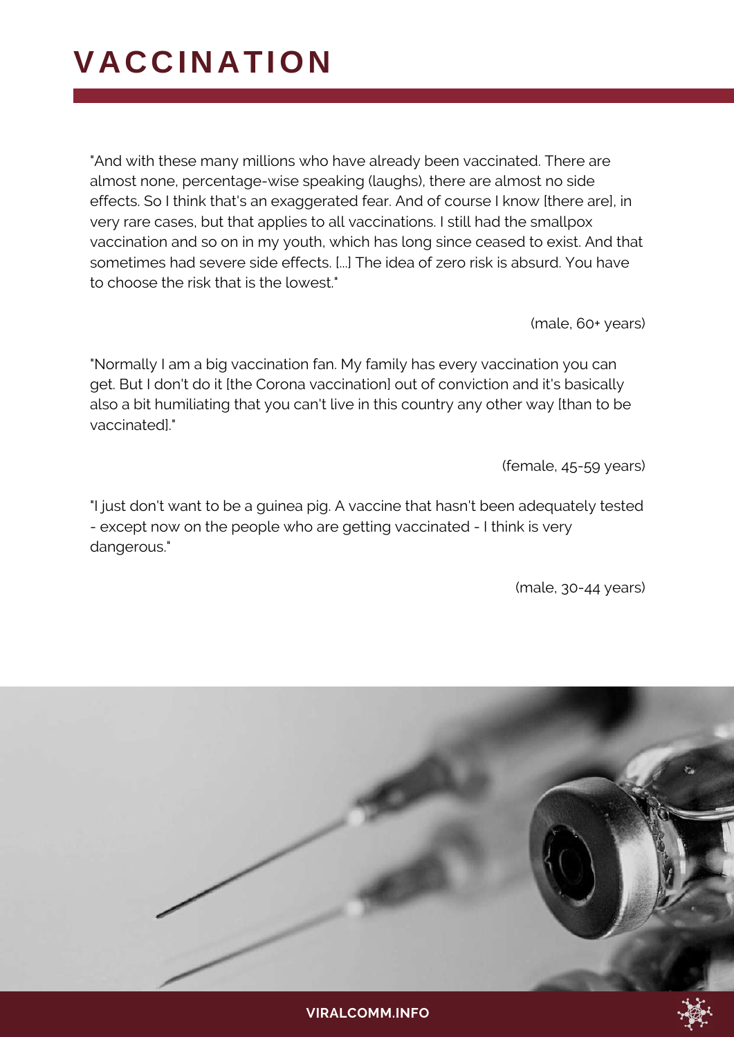# VACCINATION

"And with these many millions who have already been vaccinated. There are almost none, percentage-wise speaking (laughs), there are almost no side effects. So I think that's an exaggerated fear. And of course I know [there are], in very rare cases, but that applies to all vaccinations. I still had the smallpox vaccination and so on in my youth, which has long since ceased to exist. And that sometimes had severe side effects. [...] The idea of zero risk is absurd. You have to choose the risk that is the lowest."

(male, 60+ years)

"Normally I am a big vaccination fan. My family has every vaccination you can get. But I don't do it [the Corona vaccination] out of conviction and it's basically also a bit humiliating that you can't live in this country any other way [than to be vaccinated]."

(female, 45-59 years)

"I just don't want to be a guinea pig. A vaccine that hasn't been adequately tested - except now on the people who are getting vaccinated - I think is very dangerous."

(male, 30-44 years)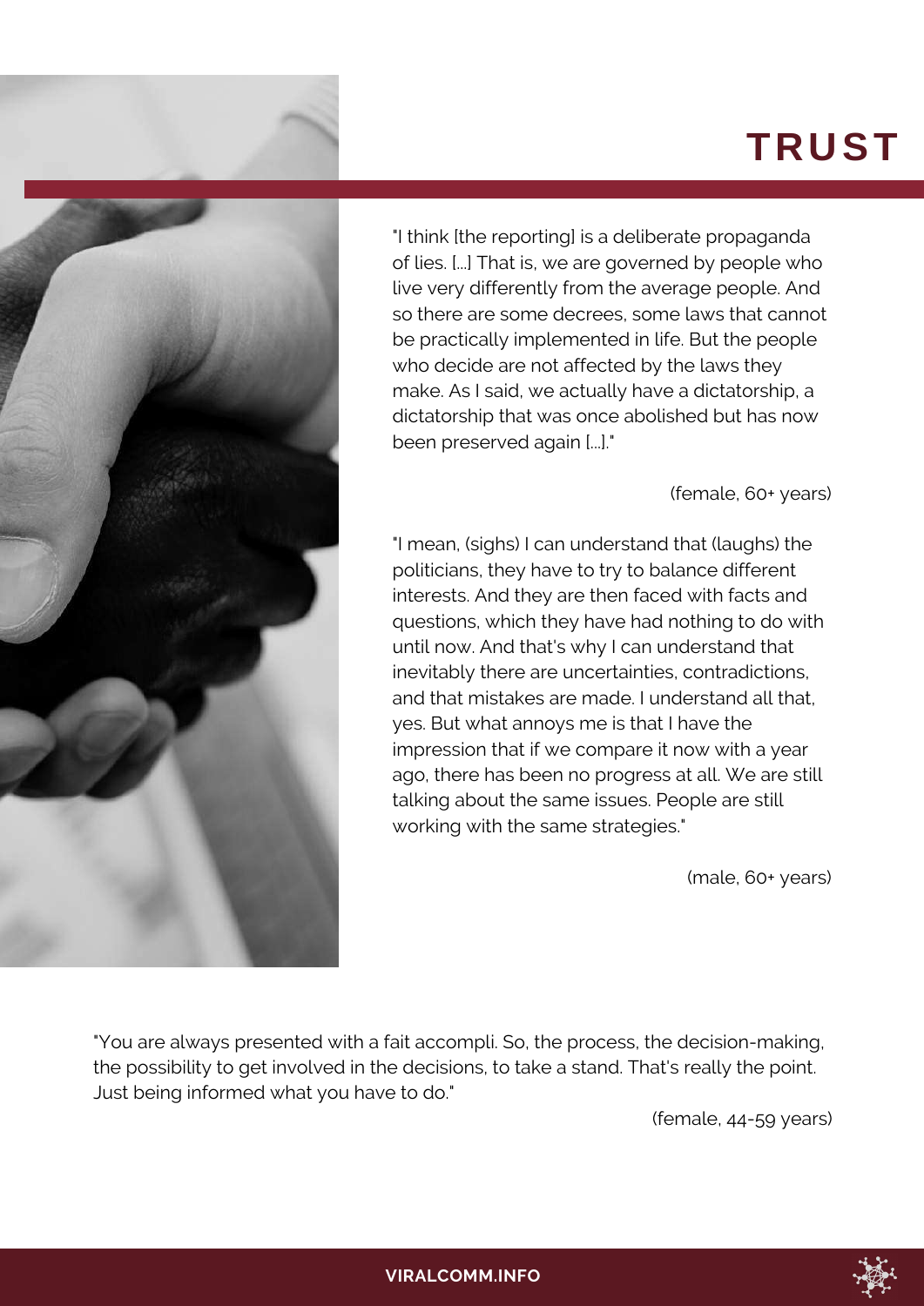# TRUST

"I think [the reporting] is a deliberate propaganda of lies. [...] That is, we are governed by people who live very differently from the average people. And so there are some decrees, some laws that cannot be practically implemented in life. But the people who decide are not affected by the laws they make. As I said, we actually have a dictatorship, a dictatorship that was once abolished but has now been preserved again [...]."

(female, 60+ years)

"I mean, (sighs) I can understand that (laughs) the politicians, they have to try to balance different interests. And they are then faced with facts and questions, which they have had nothing to do with until now. And that's why I can understand that inevitably there are uncertainties, contradictions, and that mistakes are made. I understand all that, yes. But what annoys me is that I have the impression that if we compare it now with a year ago, there has been no progress at all. We are still talking about the same issues. People are still working with the same strategies."

(male, 60+ years)

"You are always presented with a fait accompli. So, the process, the decision-making, the possibility to get involved in the decisions, to take a stand. That's really the point. Just being informed what you have to do."

(female, 44-59 years)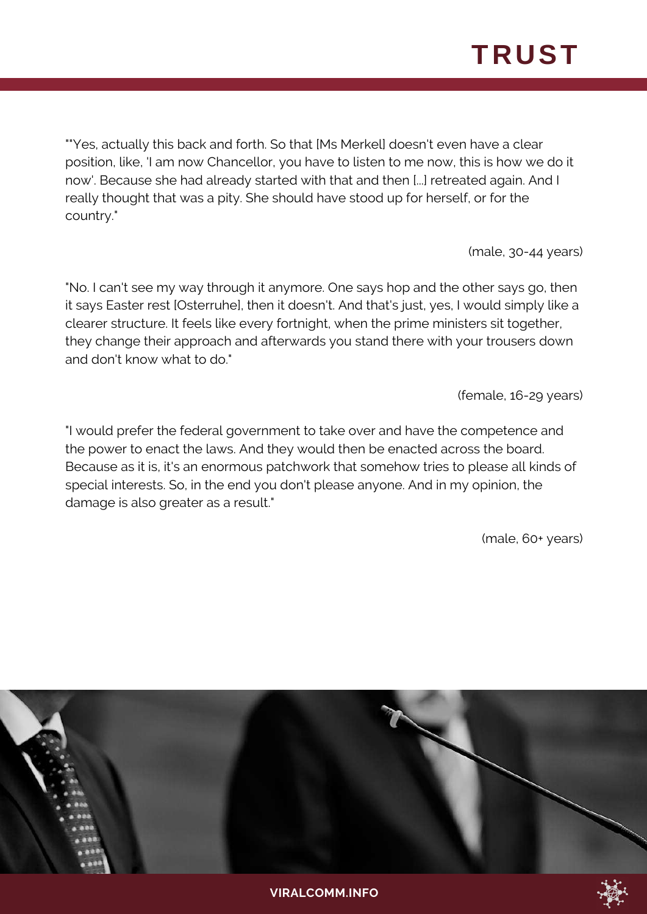# TRUST

""Yes, actually this back and forth. So that [Ms Merkel] doesn't even have a clear position, like, 'I am now Chancellor, you have to listen to me now, this is how we do it now'. Because she had already started with that and then [...] retreated again. And I really thought that was a pity. She should have stood up for herself, or for the country."

(male, 30-44 years)

"No. I can't see my way through it anymore. One says hop and the other says go, then it says Easter rest [Osterruhe], then it doesn't. And that's just, yes, I would simply like a clearer structure. It feels like every fortnight, when the prime ministers sit together, they change their approach and afterwards you stand there with your trousers down and don't know what to do."

(female, 16-29 years)

"I would prefer the federal government to take over and have the competence and the power to enact the laws. And they would then be enacted across the board. Because as it is, it's an enormous patchwork that somehow tries to please all kinds of special interests. So, in the end you don't please anyone. And in my opinion, the damage is also greater as a result."

(male, 60+ years)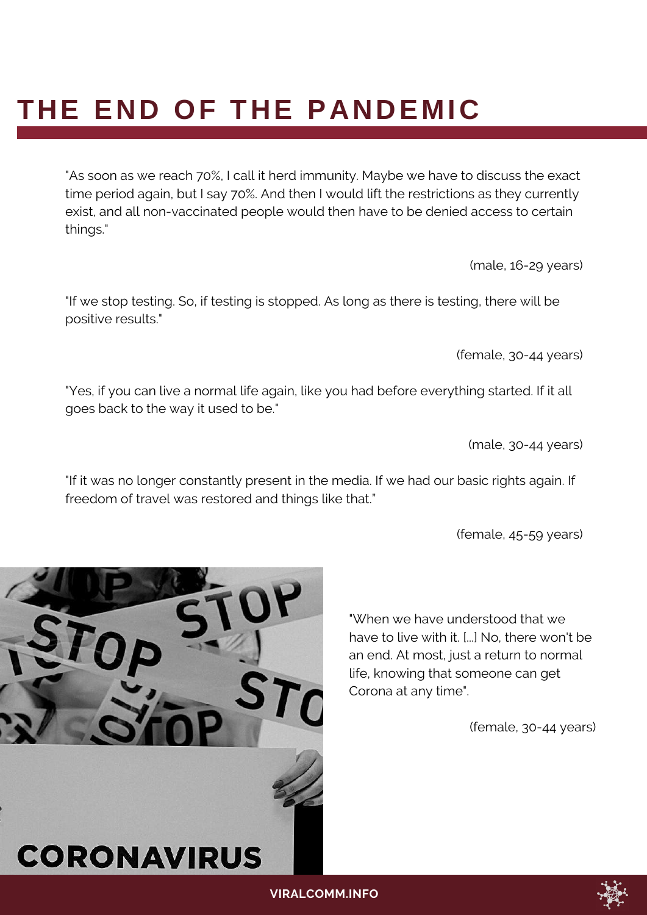# THE END OF THE PANDEMIC

"As soon as we reach 70%, I call it herd immunity. Maybe we have to discuss the exact time period again, but I say 70%. And then I would lift the restrictions as they currently exist, and all non-vaccinated people would then have to be denied access to certain things."

(male, 16-29 years)

"If we stop testing. So, if testing is stopped. As long as there is testing, there will be positive results."

(female, 30-44 years)

"Yes, if you can live a normal life again, like you had before everything started. If it all goes back to the way it used to be."

(male, 30-44 years)

"If it was no longer constantly present in the media. If we had our basic rights again. If freedom of travel was restored and things like that."

(female, 45-59 years)

"When we have understood that we have to live with it. [...] No, there won't be an end. At most, just a return to normal life, knowing that someone can get Corona at any time".

(female, 30-44 years)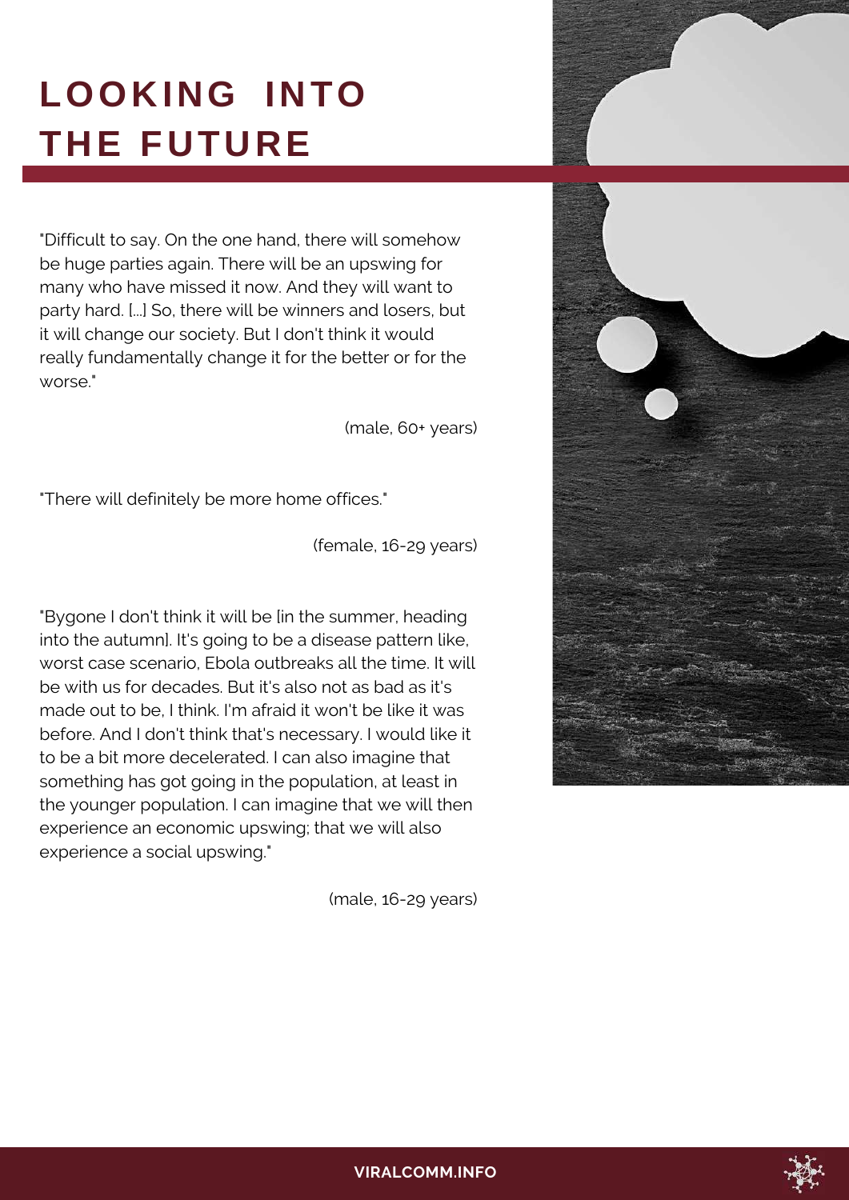# LOOKING INTO THE FUTURE

"Difficult to say. On the one hand, there will somehow be huge parties again. There will be an upswing for many who have missed it now. And they will want to party hard. [...] So, there will be winners and losers, but it will change our society. But I don't think it would really fundamentally change it for the better or for the worse."

(male, 60+ years)

"There will definitely be more home offices."

(female, 16-29 years)

"Bygone I don't think it will be [in the summer, heading into the autumn]. It's going to be a disease pattern like, worst case scenario, Ebola outbreaks all the time. It will be with us for decades. But it's also not as bad as it's made out to be, I think. I'm afraid it won't be like it was before. And I don't think that's necessary. I would like it to be a bit more decelerated. I can also imagine that something has got going in the population, at least in the younger population. I can imagine that we will then experience an economic upswing; that we will also experience a social upswing."

(male, 16-29 years)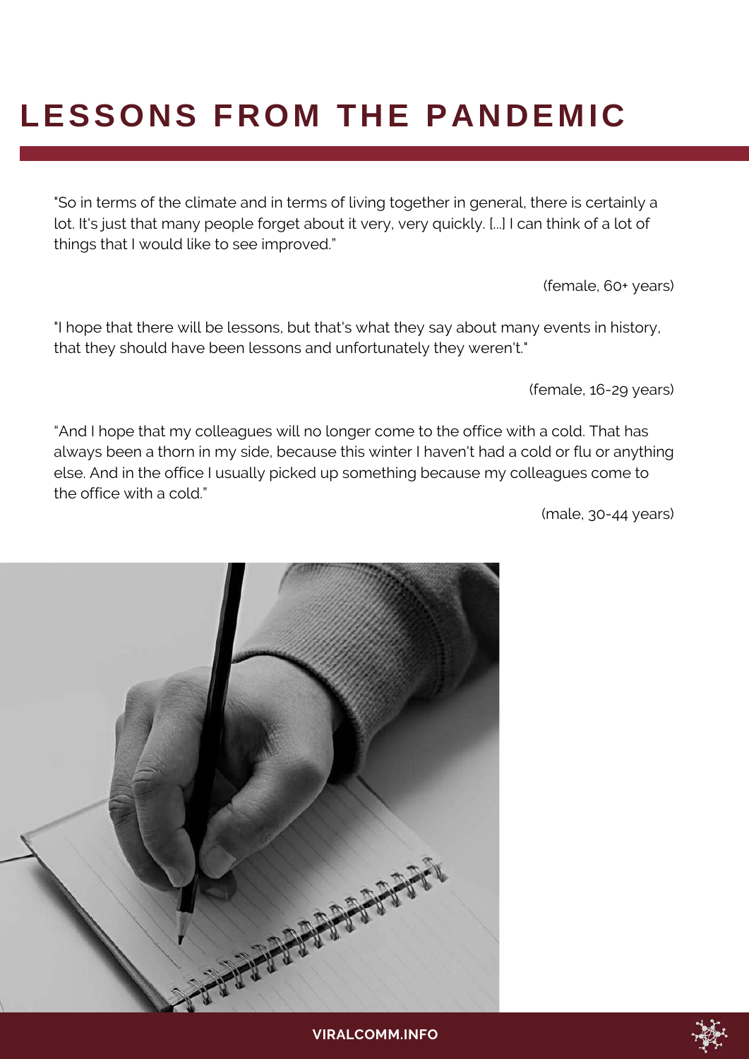# LESSONS FROM THE PANDEMIC

"So in terms of the climate and in terms of living together in general, there is certainly a lot. It's just that many people forget about it very, very quickly. [...] I can think of a lot of things that I would like to see improved."

(female, 60+ years)

"I hope that there will be lessons, but that's what they say about many events in history, that they should have been lessons and unfortunately they weren't."

(female, 16-29 years)

“And I hope that my colleagues will no longer come to the office with a cold. That has always been a thorn in my side, because this winter I haven't had a cold or flu or anything else. And in the office I usually picked up something because my colleagues come to the office with a cold.”

(male, 30-44 years)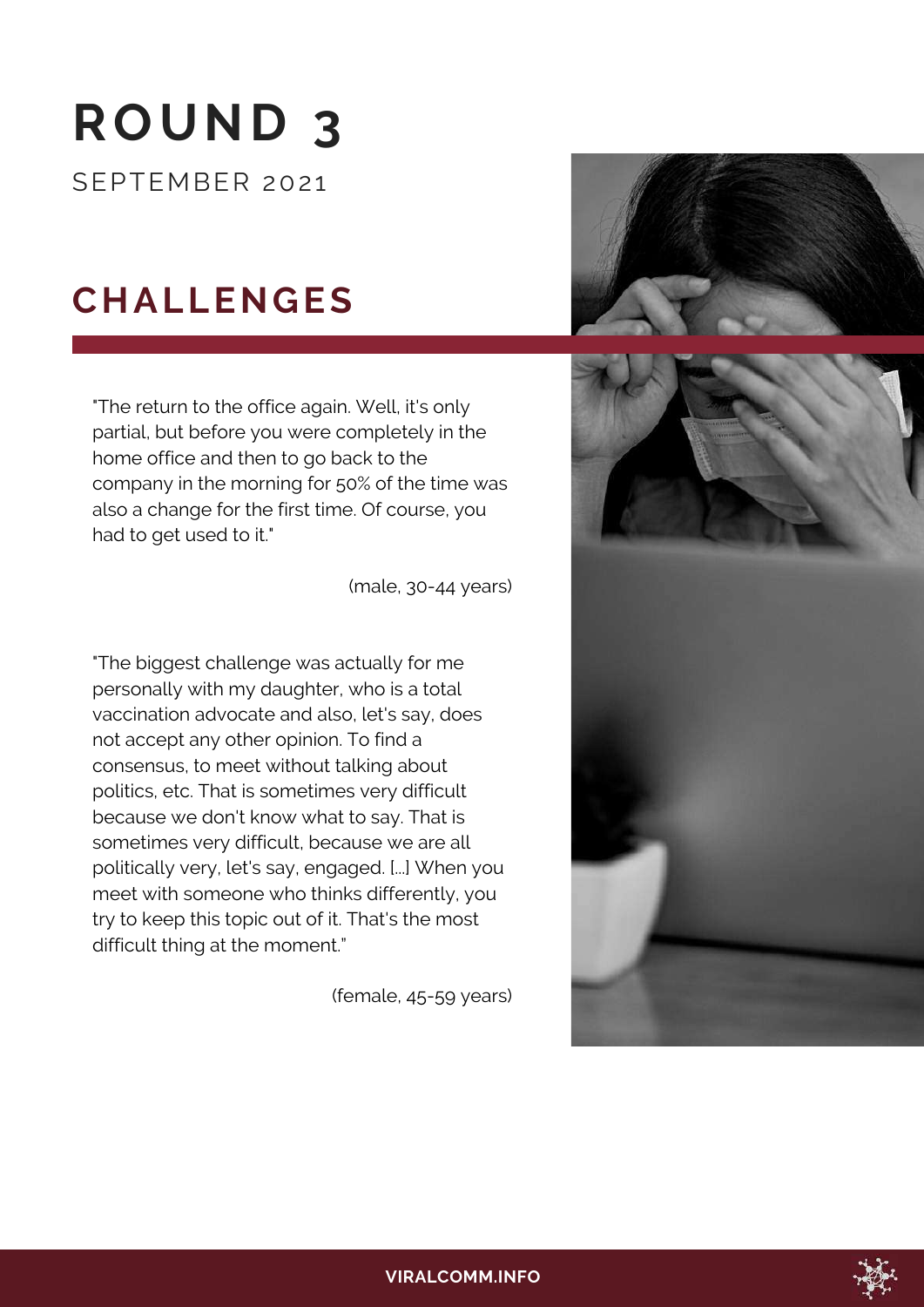# ROUND 3

SEPTEMBER 2021

## CHALLENGES

"The return to the office again. Well, it's only partial, but before you were completely in the home office and then to go back to the company in the morning for 50% of the time was also a change for the first time. Of course, you had to get used to it."

(male, 30-44 years)

"The biggest challenge was actually for me personally with my daughter, who is a total vaccination advocate and also, let's say, does not accept any other opinion. To find a consensus, to meet without talking about politics, etc. That is sometimes very difficult because we don't know what to say. That is sometimes very difficult, because we are all politically very, let's say, engaged. [...] When you meet with someone who thinks differently, you try to keep this topic out of it. That's the most difficult thing at the moment."

(female, 45-59 years)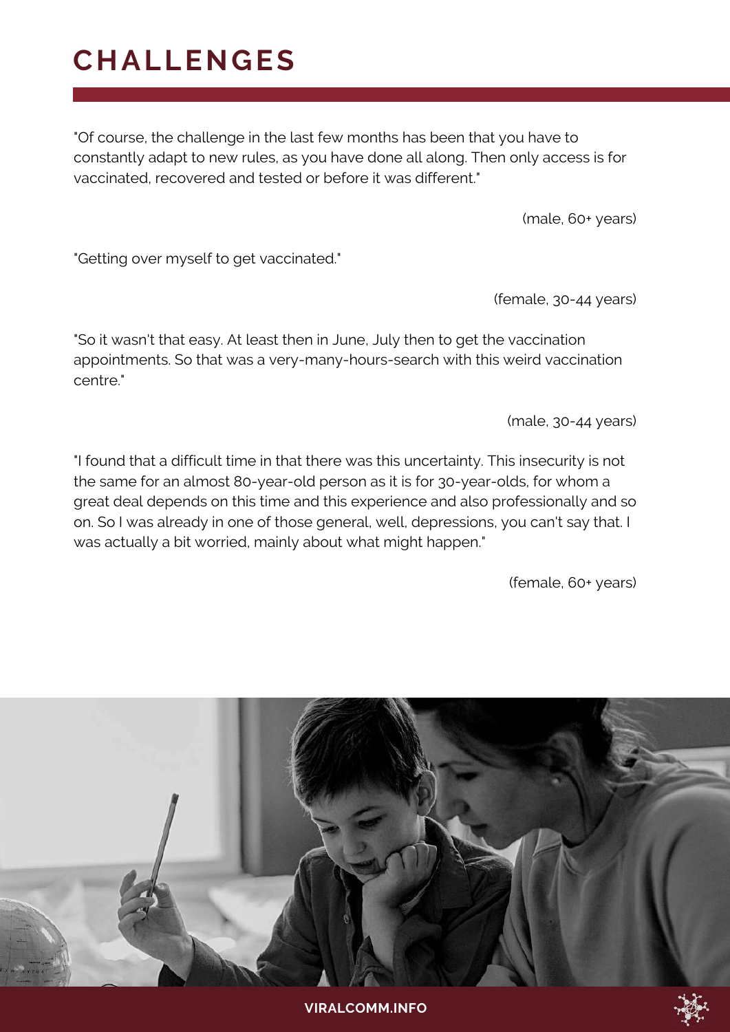# CHALLENGES

"Of course, the challenge in the last few months has been that you have to constantly adapt to new rules, as you have done all along. Then only access is for vaccinated, recovered and tested or before it was different."

(male, 60+ years)

"Getting over myself to get vaccinated."

(female, 30-44 years)

"So it wasn't that easy. At least then in June, July then to get the vaccination appointments. So that was a very-many-hours-search with this weird vaccination centre."

(male, 30-44 years)

"I found that a difficult time in that there was this uncertainty. This insecurity is not the same for an almost 80-year-old person as it is for 30-year-olds, for whom a great deal depends on this time and this experience and also professionally and so on. So I was already in one of those general, well, depressions, you can't say that. I was actually a bit worried, mainly about what might happen."

(female, 60+ years)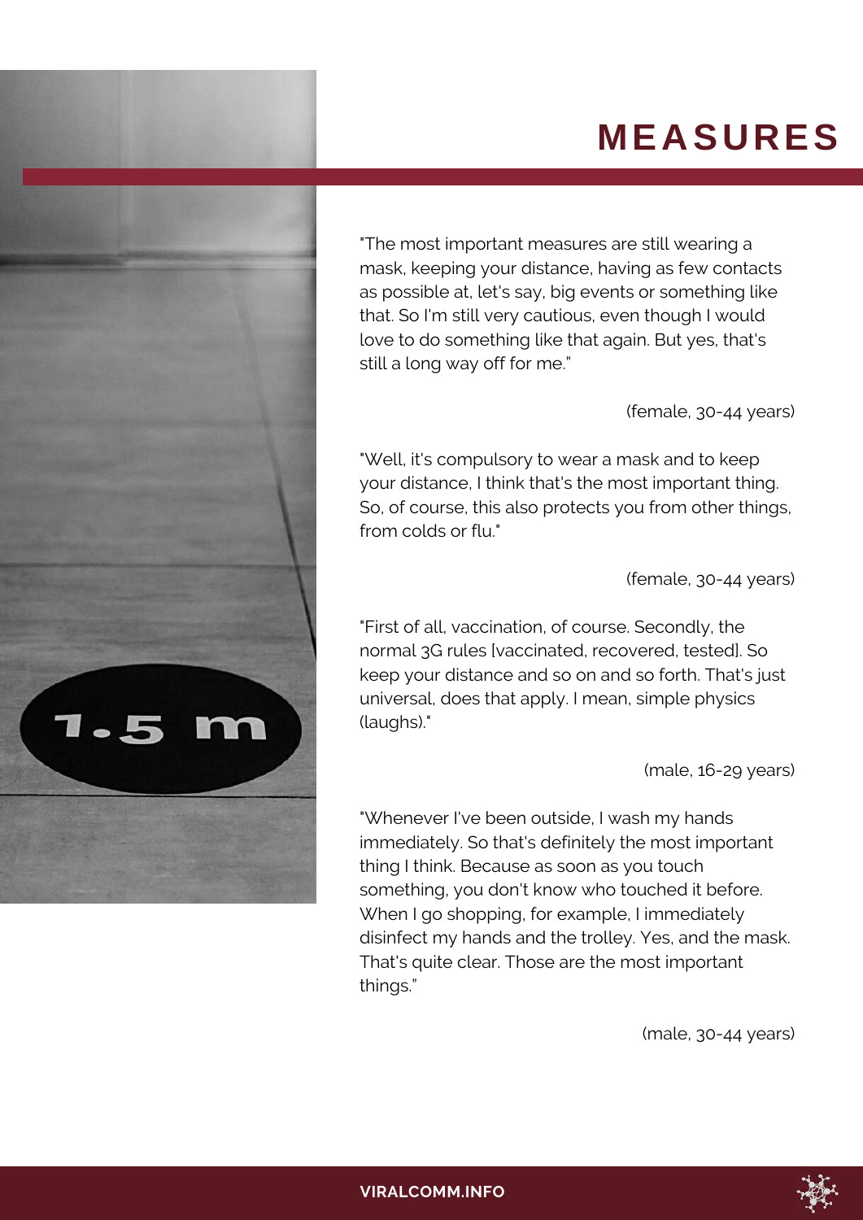# MEASURES

"The most important measures are still wearing a mask, keeping your distance, having as few contacts as possible at, let's say, big events or something like that. So I'm still very cautious, even though I would love to do something like that again. But yes, that's still a long way off for me."

(female, 30-44 years)

"Well, it's compulsory to wear a mask and to keep your distance, I think that's the most important thing. So, of course, this also protects you from other things, from colds or flu."

(female, 30-44 years)

"First of all, vaccination, of course. Secondly, the normal 3G rules [vaccinated, recovered, tested]. So keep your distance and so on and so forth. That's just universal, does that apply. I mean, simple physics (laughs)."

(male, 16-29 years)

"Whenever I've been outside, I wash my hands immediately. So that's definitely the most important thing I think. Because as soon as you touch something, you don't know who touched it before. When I go shopping, for example, I immediately disinfect my hands and the trolley. Yes, and the mask. That's quite clear. Those are the most important things."

(male, 30-44 years)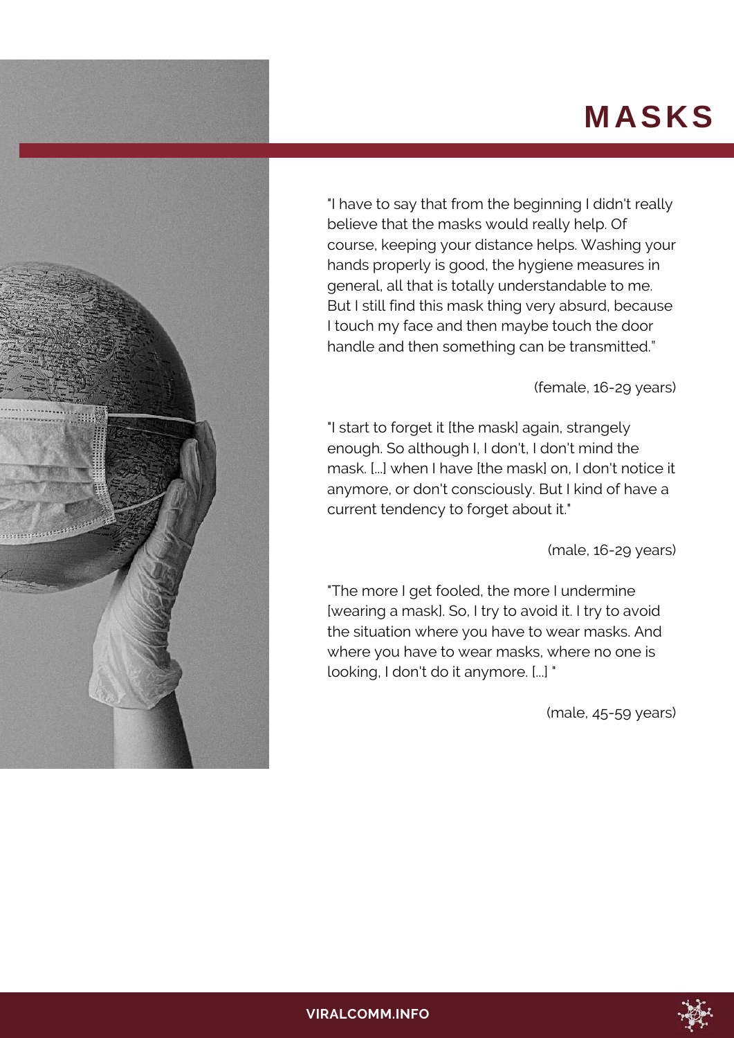# MASKS

"I have to say that from the beginning I didn't really believe that the masks would really help. Of course, keeping your distance helps. Washing your hands properly is good, the hygiene measures in general, all that is totally understandable to me. But I still find this mask thing very absurd, because I touch my face and then maybe touch the door handle and then something can be transmitted."

(female, 16-29 years)

"I start to forget it [the mask] again, strangely enough. So although I, I don't, I don't mind the mask. [...] when I have [the mask] on, I don't notice it anymore, or don't consciously. But I kind of have a current tendency to forget about it."

(male, 16-29 years)

"The more I get fooled, the more I undermine [wearing a mask]. So, I try to avoid it. I try to avoid the situation where you have to wear masks. And where you have to wear masks, where no one is looking, I don't do it anymore. [...] "

(male, 45-59 years)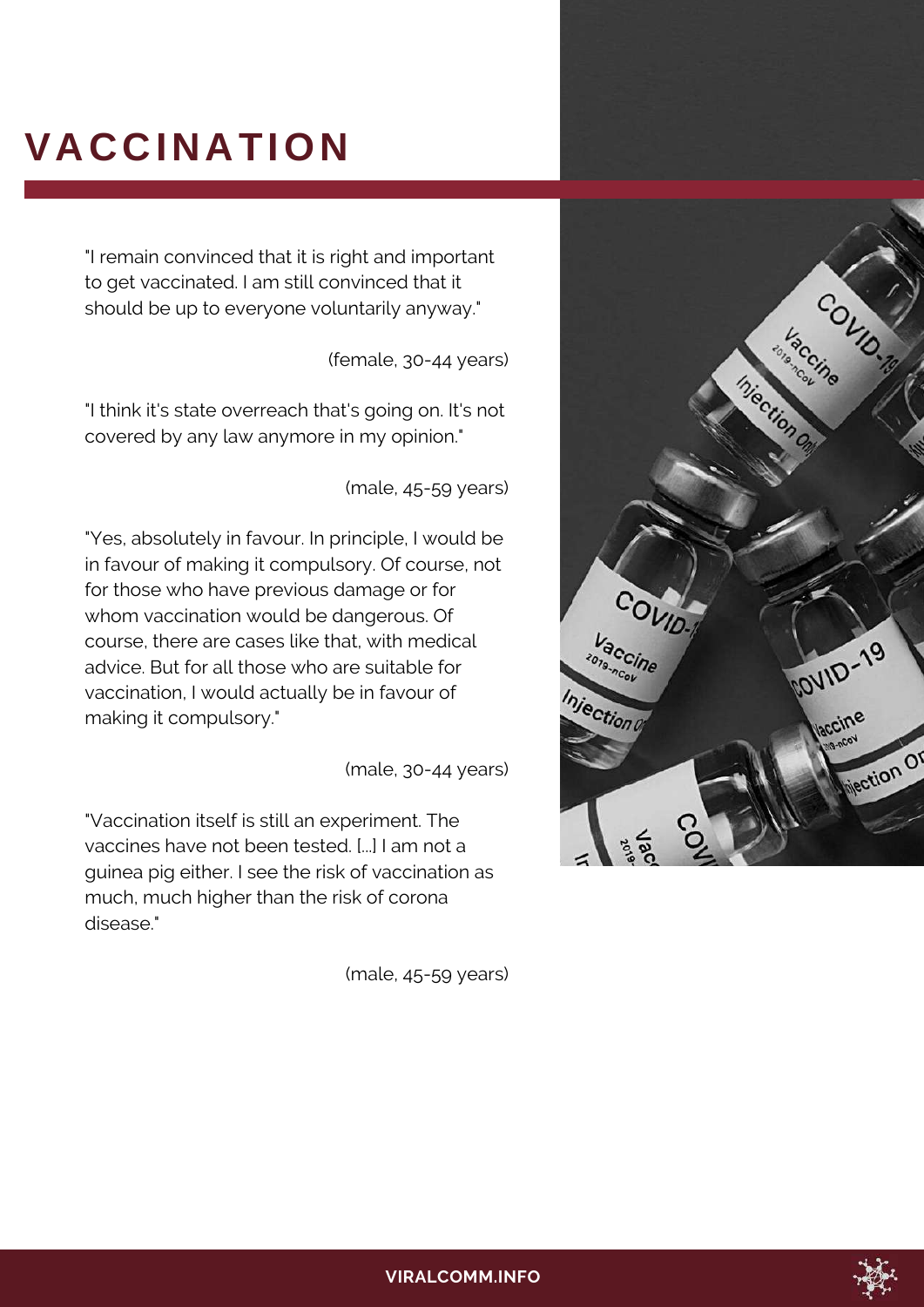# VACCINATION

"I remain convinced that it is right and important to get vaccinated. I am still convinced that it should be up to everyone voluntarily anyway."

(female, 30-44 years)

"I think it's state overreach that's going on. It's not covered by any law anymore in my opinion."

(male, 45-59 years)

"Yes, absolutely in favour. In principle, I would be in favour of making it compulsory. Of course, not for those who have previous damage or for whom vaccination would be dangerous. Of course, there are cases like that, with medical advice. But for all those who are suitable for vaccination, I would actually be in favour of making it compulsory."

(male, 30-44 years)

"Vaccination itself is still an experiment. The vaccines have not been tested. [...] I am not a guinea pig either. I see the risk of vaccination as much, much higher than the risk of corona disease."

(male, 45-59 years)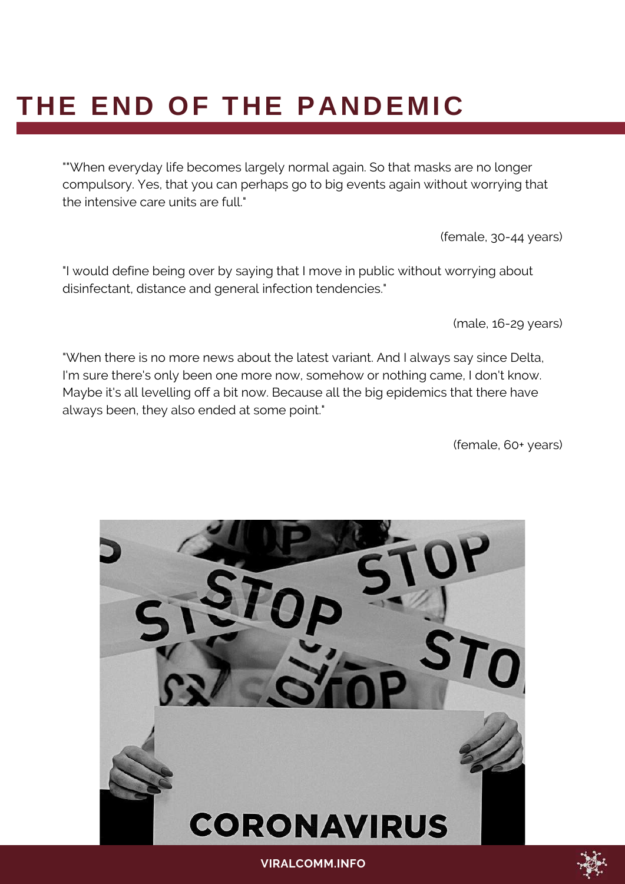# THE END OF THE PANDEMIC

""When everyday life becomes largely normal again. So that masks are no longer compulsory. Yes, that you can perhaps go to big events again without worrying that the intensive care units are full."

(female, 30-44 years)

"I would define being over by saying that I move in public without worrying about disinfectant, distance and general infection tendencies."

(male, 16-29 years)

"When there is no more news about the latest variant. And I always say since Delta, I'm sure there's only been one more now, somehow or nothing came, I don't know. Maybe it's all levelling off a bit now. Because all the big epidemics that there have always been, they also ended at some point."

(female, 60+ years)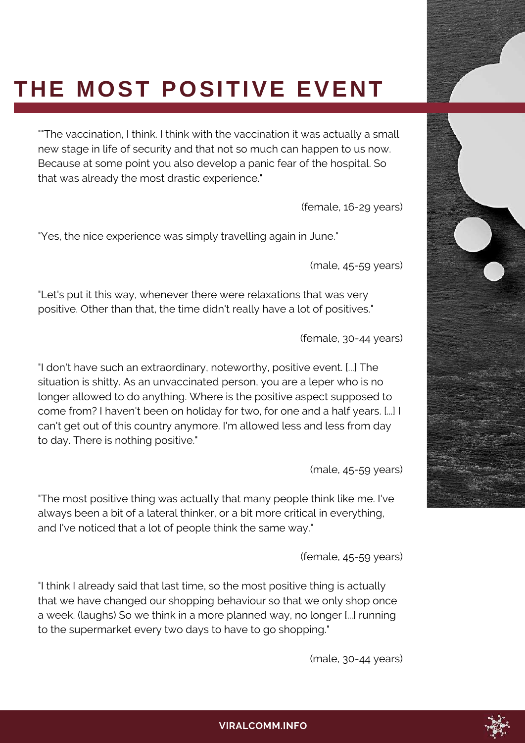# THE MOST POSITIVE EVENT

""The vaccination, I think. I think with the vaccination it was actually a small new stage in life of security and that not so much can happen to us now. Because at some point you also develop a panic fear of the hospital. So that was already the most drastic experience."

(female, 16-29 years)

"Yes, the nice experience was simply travelling again in June."

(male, 45-59 years)

"Let's put it this way, whenever there were relaxations that was very positive. Other than that, the time didn't really have a lot of positives."

(female, 30-44 years)

"I don't have such an extraordinary, noteworthy, positive event. [...] The situation is shitty. As an unvaccinated person, you are a leper who is no longer allowed to do anything. Where is the positive aspect supposed to come from? I haven't been on holiday for two, for one and a half years. [...] I can't get out of this country anymore. I'm allowed less and less from day to day. There is nothing positive."

(male, 45-59 years)

"The most positive thing was actually that many people think like me. I've always been a bit of a lateral thinker, or a bit more critical in everything, and I've noticed that a lot of people think the same way."

(female, 45-59 years)

"I think I already said that last time, so the most positive thing is actually that we have changed our shopping behaviour so that we only shop once a week. (laughs) So we think in a more planned way, no longer [...] running to the supermarket every two days to have to go shopping."

(male, 30-44 years)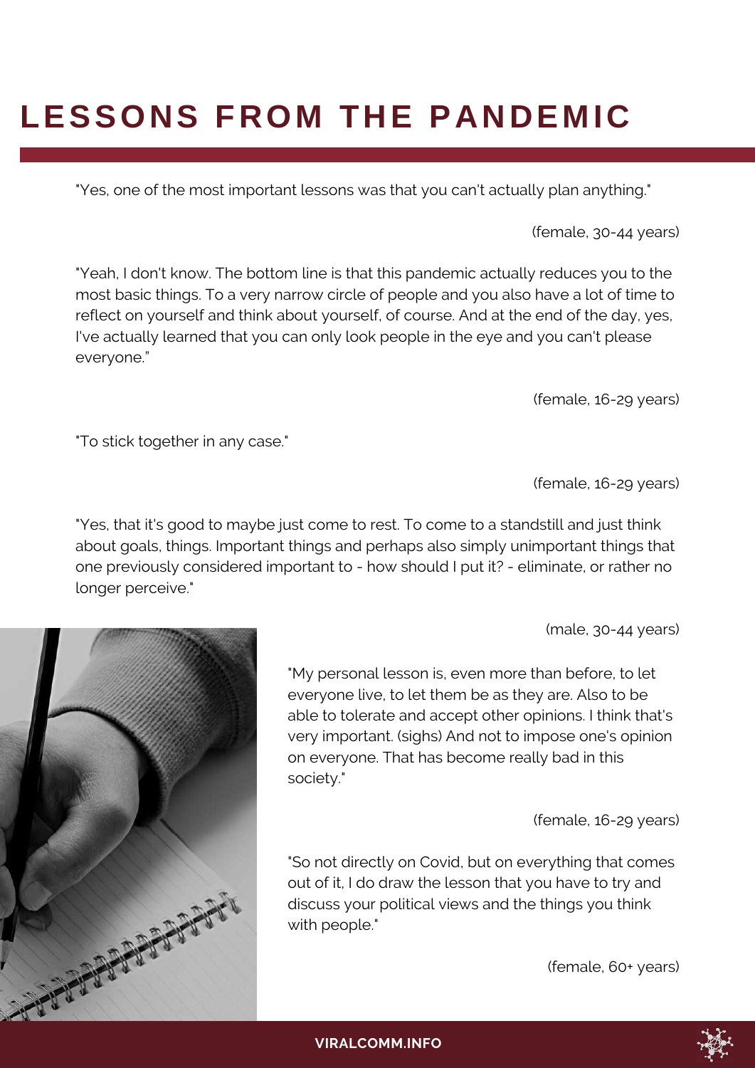# LESSONS FROM THE PANDEMIC

"Yes, one of the most important lessons was that you can't actually plan anything."

(female, 30-44 years)

"Yeah, I don't know. The bottom line is that this pandemic actually reduces you to the most basic things. To a very narrow circle of people and you also have a lot of time to reflect on yourself and think about yourself, of course. And at the end of the day, yes, I've actually learned that you can only look people in the eye and you can't please everyone."

(female, 16-29 years)

"To stick together in any case."

(female, 16-29 years)

"Yes, that it's good to maybe just come to rest. To come to a standstill and just think about goals, things. Important things and perhaps also simply unimportant things that one previously considered important to - how should I put it? - eliminate, or rather no longer perceive."

(male, 30-44 years)

"My personal lesson is, even more than before, to let everyone live, to let them be as they are. Also to be able to tolerate and accept other opinions. I think that's very important. (sighs) And not to impose one's opinion on everyone. That has become really bad in this society."

(female, 16-29 years)

"So not directly on Covid, but on everything that comes out of it, I do draw the lesson that you have to try and discuss your political views and the things you think with people."

(female, 60+ years)